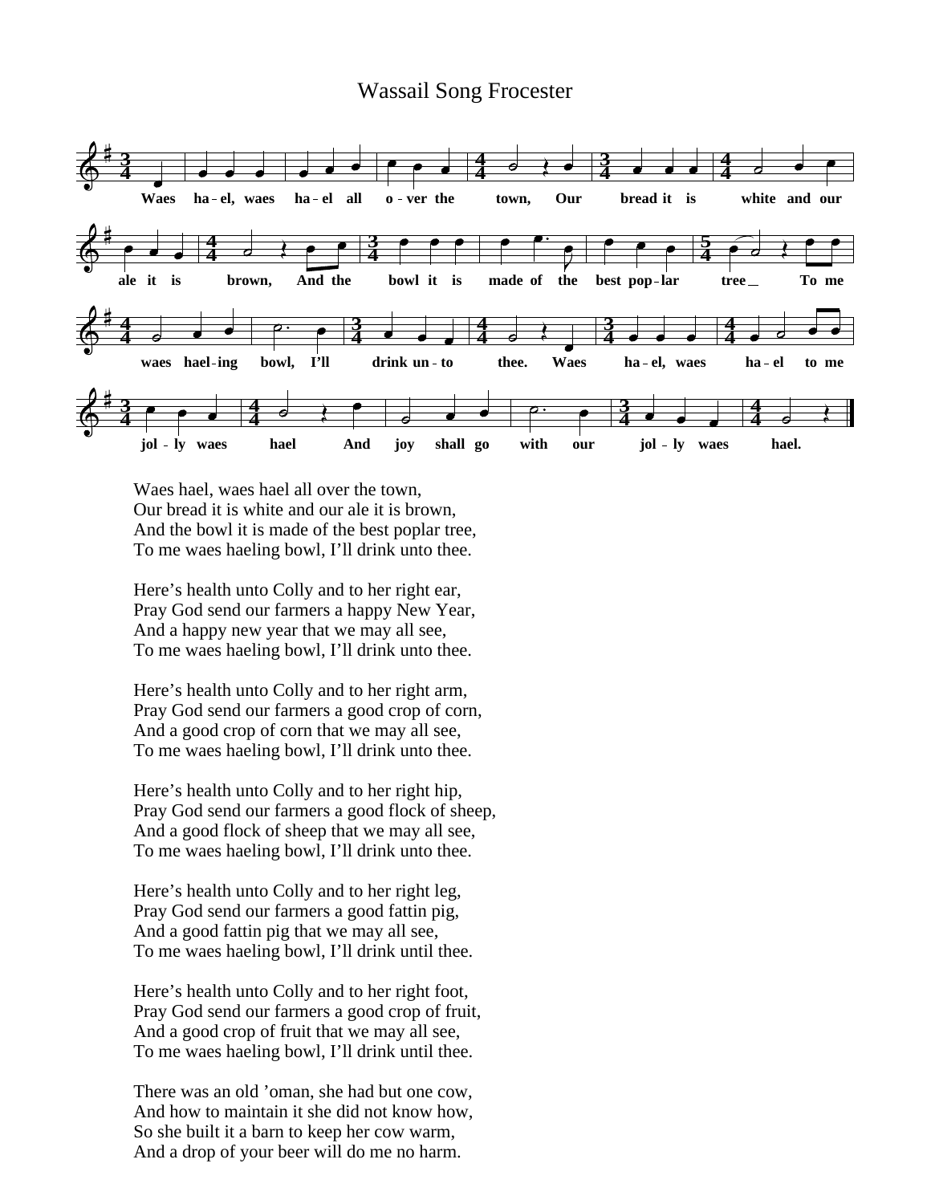# Wassail Song Frocester

Waes hael, waes hael all over the town,
Our bread it is white and our ale it is brown,
And the bowl it is made of the best poplar tree,
To me waes haeling bowl, I'll drink unto thee.

Here's health unto Colly and to her right ear,
Pray God send our farmers a happy New Year,
And a happy new year that we may all see,
To me waes haeling bowl, I'll drink unto thee.

Here's health unto Colly and to her right arm,
Pray God send our farmers a good crop of corn,
And a good crop of corn that we may all see,
To me waes haeling bowl, I'll drink unto thee.

Here's health unto Colly and to her right hip,
Pray God send our farmers a good flock of sheep,
And a good flock of sheep that we may all see,
To me waes haeling bowl, I'll drink unto thee.

Here's health unto Colly and to her right leg,
Pray God send our farmers a good fattin pig,
And a good fattin pig that we may all see,
To me waes haeling bowl, I'll drink until thee.

Here's health unto Colly and to her right foot,
Pray God send our farmers a good crop of fruit,
And a good crop of fruit that we may all see,
To me waes haeling bowl, I'll drink until thee.

There was an old 'oman, she had but one cow,
And how to maintain it she did not know how,
So she built it a barn to keep her cow warm,
And a drop of your beer will do me no harm.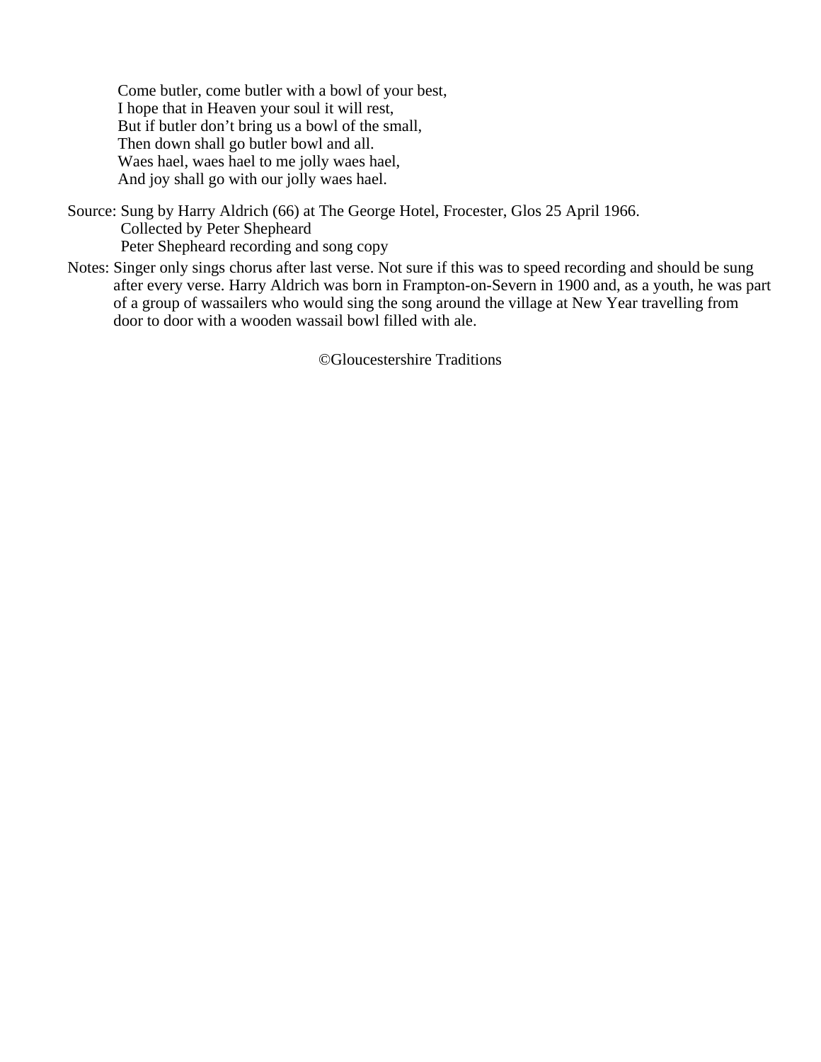Come butler, come butler with a bowl of your best,
I hope that in Heaven your soul it will rest,
But if butler don't bring us a bowl of the small,
Then down shall go butler bowl and all.
Waes hael, waes hael to me jolly waes hael,
And joy shall go with our jolly waes hael.

Source: Sung by Harry Aldrich (66) at The George Hotel, Frocester, Glos 25 April 1966.
Collected by Peter Shepheard
Peter Shepheard recording and song copy

Notes: Singer only sings chorus after last verse. Not sure if this was to speed recording and should be sung after every verse. Harry Aldrich was born in Frampton-on-Severn in 1900 and, as a youth, he was part of a group of wassailers who would sing the song around the village at New Year travelling from door to door with a wooden wassail bowl filled with ale.

©Gloucestershire Traditions